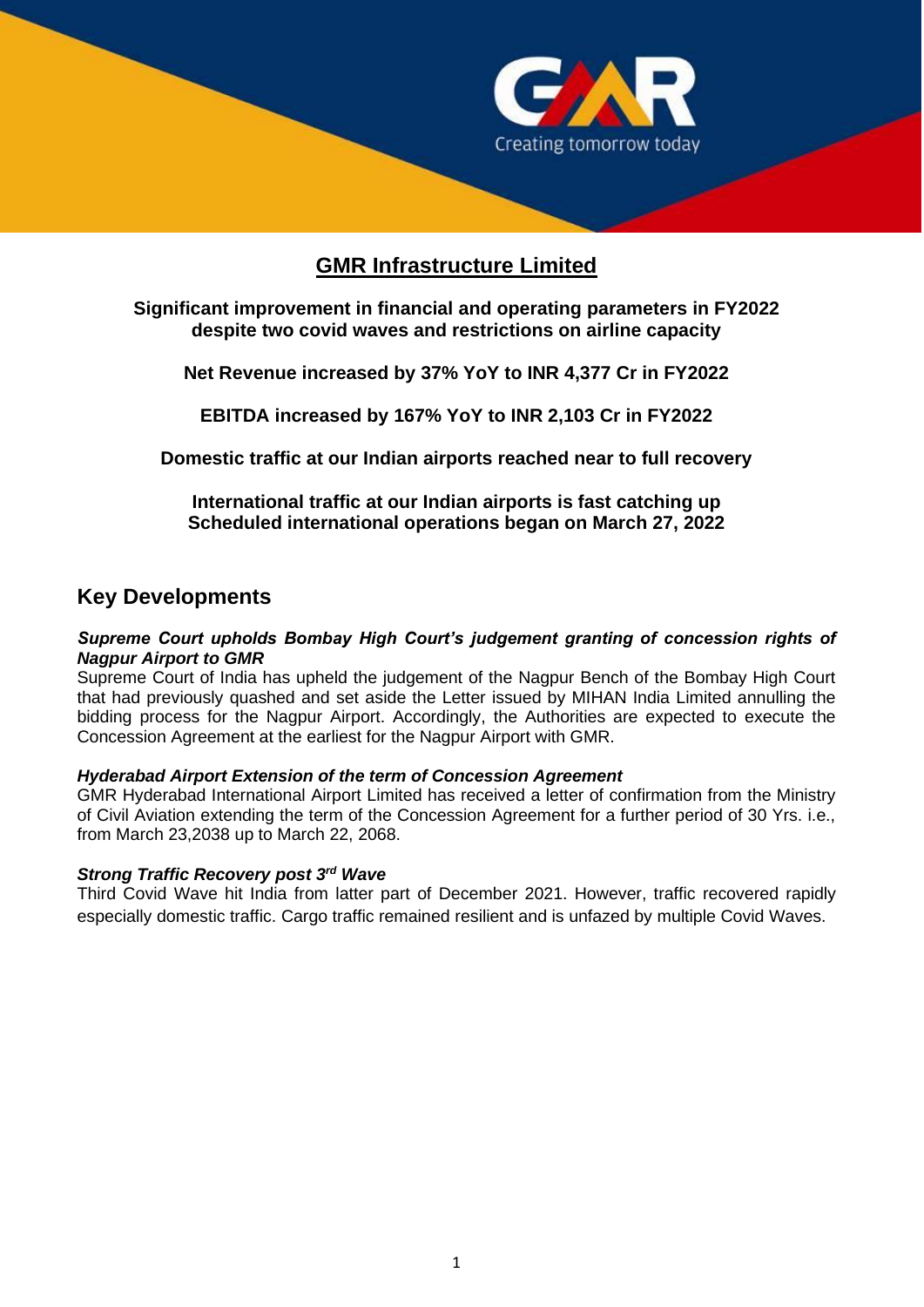# GMR Infrastructure Limited

**Significant improvement in financial and operating parameters in FY2022 despite two covid waves and restrictions on airline capacity**

**Net Revenue increased by 37% YoY to INR 4,377 Cr in FY2022**

**EBITDA increased by 167% YoY to INR 2,103 Cr in FY2022**

**Domestic traffic at our Indian airports reached near to full recovery**

**International traffic at our Indian airports is fast catching up**
**Scheduled international operations began on March 27, 2022**

## Key Developments

***Supreme Court upholds Bombay High Court's judgement granting of concession rights of Nagpur Airport to GMR***

Supreme Court of India has upheld the judgement of the Nagpur Bench of the Bombay High Court that had previously quashed and set aside the Letter issued by MIHAN India Limited annulling the bidding process for the Nagpur Airport. Accordingly, the Authorities are expected to execute the Concession Agreement at the earliest for the Nagpur Airport with GMR.

***Hyderabad Airport Extension of the term of Concession Agreement***

GMR Hyderabad International Airport Limited has received a letter of confirmation from the Ministry of Civil Aviation extending the term of the Concession Agreement for a further period of 30 Yrs. i.e., from March 23,2038 up to March 22, 2068.

***Strong Traffic Recovery post 3rd Wave***

Third Covid Wave hit India from latter part of December 2021. However, traffic recovered rapidly especially domestic traffic. Cargo traffic remained resilient and is unfazed by multiple Covid Waves.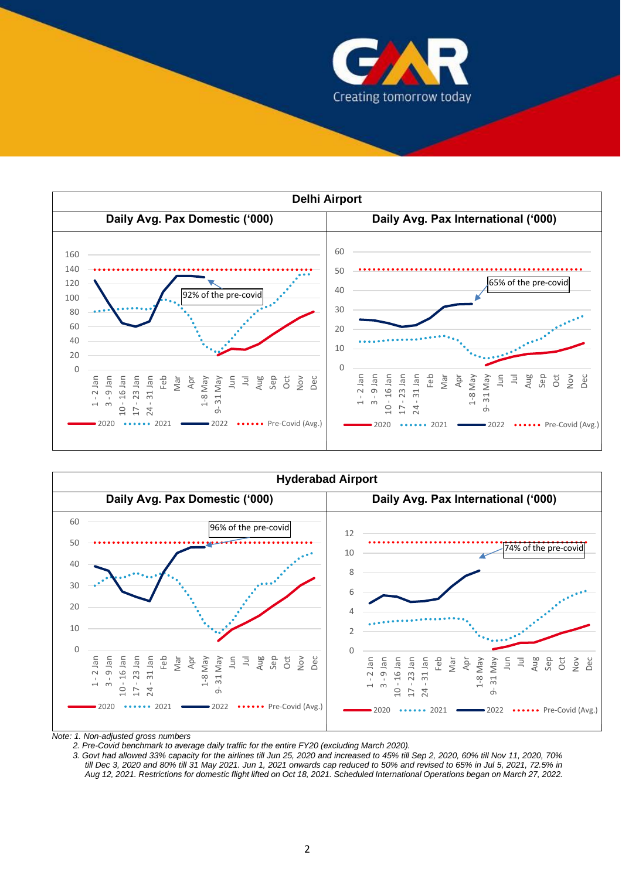## Delhi Airport

| Daily Avg. Pax Domestic ('000) | Daily Avg. Pax International ('000) |
|---|---|
| 92% of the pre-covid | 65% of the pre-covid |

## Hyderabad Airport

| Daily Avg. Pax Domestic ('000) | Daily Avg. Pax International ('000) |
|---|---|
| 96% of the pre-covid | 74% of the pre-covid |

*Note: 1. Non-adjusted gross numbers*

*2. Pre-Covid benchmark to average daily traffic for the entire FY20 (excluding March 2020).*

*3. Govt had allowed 33% capacity for the airlines till Jun 25, 2020 and increased to 45% till Sep 2, 2020, 60% till Nov 11, 2020, 70% till Dec 3, 2020 and 80% till 31 May 2021. Jun 1, 2021 onwards cap reduced to 50% and revised to 65% in Jul 5, 2021, 72.5% in Aug 12, 2021. Restrictions for domestic flight lifted on Oct 18, 2021. Scheduled International Operations began on March 27, 2022.*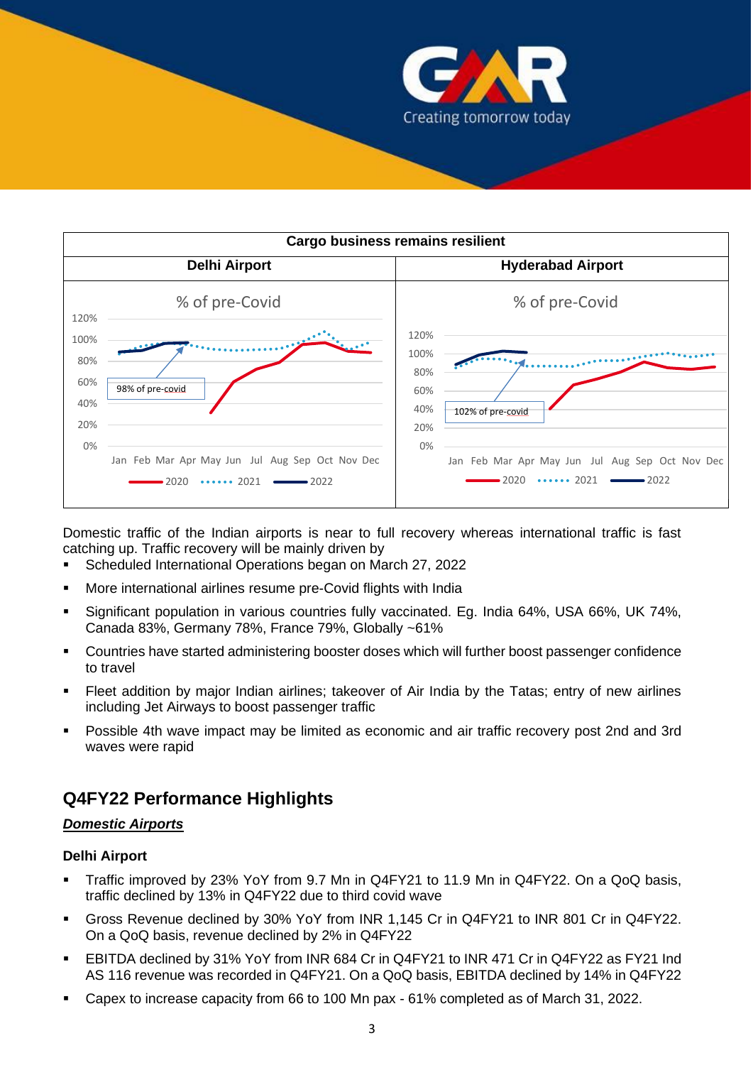| Cargo business remains resilient | |
|---|---|
| Delhi Airport | Hyderabad Airport |
| % of pre-Covid<br>98% of pre-covid<br>Jan Feb Mar Apr May Jun Jul Aug Sep Oct Nov Dec<br>2020 ······ 2021 2022 | % of pre-Covid<br>102% of pre-covid<br>Jan Feb Mar Apr May Jun Jul Aug Sep Oct Nov Dec<br>2020 ······ 2021 2022 |

Domestic traffic of the Indian airports is near to full recovery whereas international traffic is fast catching up. Traffic recovery will be mainly driven by

- Scheduled International Operations began on March 27, 2022
- More international airlines resume pre-Covid flights with India
- Significant population in various countries fully vaccinated. Eg. India 64%, USA 66%, UK 74%, Canada 83%, Germany 78%, France 79%, Globally ~61%
- Countries have started administering booster doses which will further boost passenger confidence to travel
- Fleet addition by major Indian airlines; takeover of Air India by the Tatas; entry of new airlines including Jet Airways to boost passenger traffic
- Possible 4th wave impact may be limited as economic and air traffic recovery post 2nd and 3rd waves were rapid

## Q4FY22 Performance Highlights

***Domestic Airports***

### Delhi Airport

- Traffic improved by 23% YoY from 9.7 Mn in Q4FY21 to 11.9 Mn in Q4FY22. On a QoQ basis, traffic declined by 13% in Q4FY22 due to third covid wave
- Gross Revenue declined by 30% YoY from INR 1,145 Cr in Q4FY21 to INR 801 Cr in Q4FY22. On a QoQ basis, revenue declined by 2% in Q4FY22
- EBITDA declined by 31% YoY from INR 684 Cr in Q4FY21 to INR 471 Cr in Q4FY22 as FY21 Ind AS 116 revenue was recorded in Q4FY21. On a QoQ basis, EBITDA declined by 14% in Q4FY22
- Capex to increase capacity from 66 to 100 Mn pax - 61% completed as of March 31, 2022.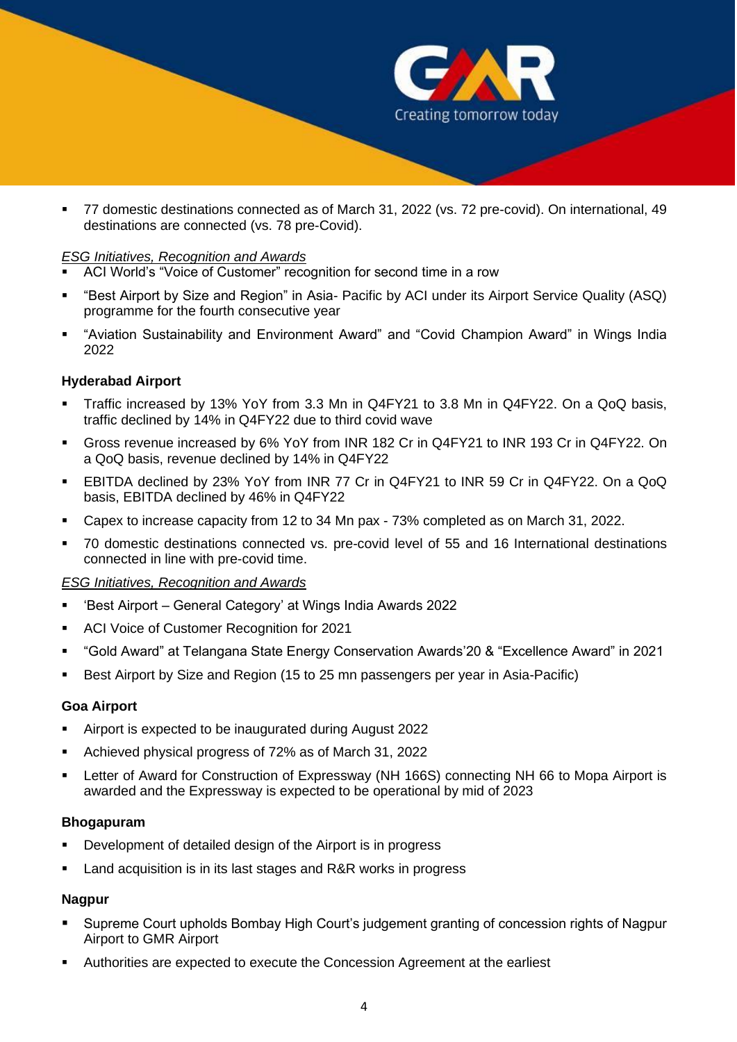- 77 domestic destinations connected as of March 31, 2022 (vs. 72 pre-covid). On international, 49 destinations are connected (vs. 78 pre-Covid).

*ESG Initiatives, Recognition and Awards*

- ACI World's "Voice of Customer" recognition for second time in a row
- "Best Airport by Size and Region" in Asia- Pacific by ACI under its Airport Service Quality (ASQ) programme for the fourth consecutive year
- "Aviation Sustainability and Environment Award" and "Covid Champion Award" in Wings India 2022

**Hyderabad Airport**

- Traffic increased by 13% YoY from 3.3 Mn in Q4FY21 to 3.8 Mn in Q4FY22. On a QoQ basis, traffic declined by 14% in Q4FY22 due to third covid wave
- Gross revenue increased by 6% YoY from INR 182 Cr in Q4FY21 to INR 193 Cr in Q4FY22. On a QoQ basis, revenue declined by 14% in Q4FY22
- EBITDA declined by 23% YoY from INR 77 Cr in Q4FY21 to INR 59 Cr in Q4FY22. On a QoQ basis, EBITDA declined by 46% in Q4FY22
- Capex to increase capacity from 12 to 34 Mn pax - 73% completed as on March 31, 2022.
- 70 domestic destinations connected vs. pre-covid level of 55 and 16 International destinations connected in line with pre-covid time.

*ESG Initiatives, Recognition and Awards*

- 'Best Airport – General Category' at Wings India Awards 2022
- ACI Voice of Customer Recognition for 2021
- "Gold Award" at Telangana State Energy Conservation Awards'20 & "Excellence Award" in 2021
- Best Airport by Size and Region (15 to 25 mn passengers per year in Asia-Pacific)

**Goa Airport**

- Airport is expected to be inaugurated during August 2022
- Achieved physical progress of 72% as of March 31, 2022
- Letter of Award for Construction of Expressway (NH 166S) connecting NH 66 to Mopa Airport is awarded and the Expressway is expected to be operational by mid of 2023

**Bhogapuram**

- Development of detailed design of the Airport is in progress
- Land acquisition is in its last stages and R&R works in progress

**Nagpur**

- Supreme Court upholds Bombay High Court's judgement granting of concession rights of Nagpur Airport to GMR Airport
- Authorities are expected to execute the Concession Agreement at the earliest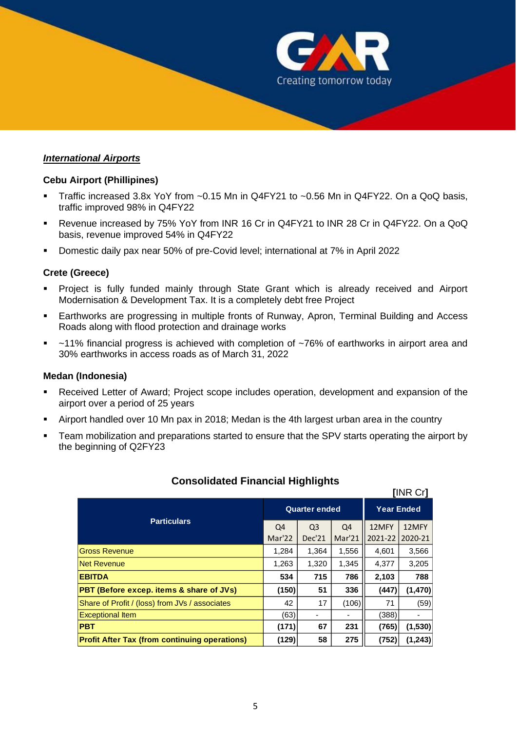***International Airports***

**Cebu Airport (Phillipines)**

- Traffic increased 3.8x YoY from ~0.15 Mn in Q4FY21 to ~0.56 Mn in Q4FY22. On a QoQ basis, traffic improved 98% in Q4FY22
- Revenue increased by 75% YoY from INR 16 Cr in Q4FY21 to INR 28 Cr in Q4FY22. On a QoQ basis, revenue improved 54% in Q4FY22
- Domestic daily pax near 50% of pre-Covid level; international at 7% in April 2022

**Crete (Greece)**

- Project is fully funded mainly through State Grant which is already received and Airport Modernisation & Development Tax. It is a completely debt free Project
- Earthworks are progressing in multiple fronts of Runway, Apron, Terminal Building and Access Roads along with flood protection and drainage works
- ~11% financial progress is achieved with completion of ~76% of earthworks in airport area and 30% earthworks in access roads as of March 31, 2022

**Medan (Indonesia)**

- Received Letter of Award; Project scope includes operation, development and expansion of the airport over a period of 25 years
- Airport handled over 10 Mn pax in 2018; Medan is the 4th largest urban area in the country
- Team mobilization and preparations started to ensure that the SPV starts operating the airport by the beginning of Q2FY23

**Consolidated Financial Highlights**

[INR Cr]

| Particulars | Quarter ended | | | Year Ended | |
|---|---|---|---|---|---|
| | Q4 Mar'22 | Q3 Dec'21 | Q4 Mar'21 | 12MFY 2021-22 | 12MFY 2020-21 |
| Gross Revenue | 1,284 | 1,364 | 1,556 | 4,601 | 3,566 |
| Net Revenue | 1,263 | 1,320 | 1,345 | 4,377 | 3,205 |
| **EBITDA** | **534** | **715** | **786** | **2,103** | **788** |
| **PBT (Before excep. items & share of JVs)** | **(150)** | **51** | **336** | **(447)** | **(1,470)** |
| Share of Profit / (loss) from JVs / associates | 42 | 17 | (106) | 71 | (59) |
| Exceptional Item | (63) | - | - | (388) | - |
| **PBT** | **(171)** | **67** | **231** | **(765)** | **(1,530)** |
| **Profit After Tax (from continuing operations)** | **(129)** | **58** | **275** | **(752)** | **(1,243)** |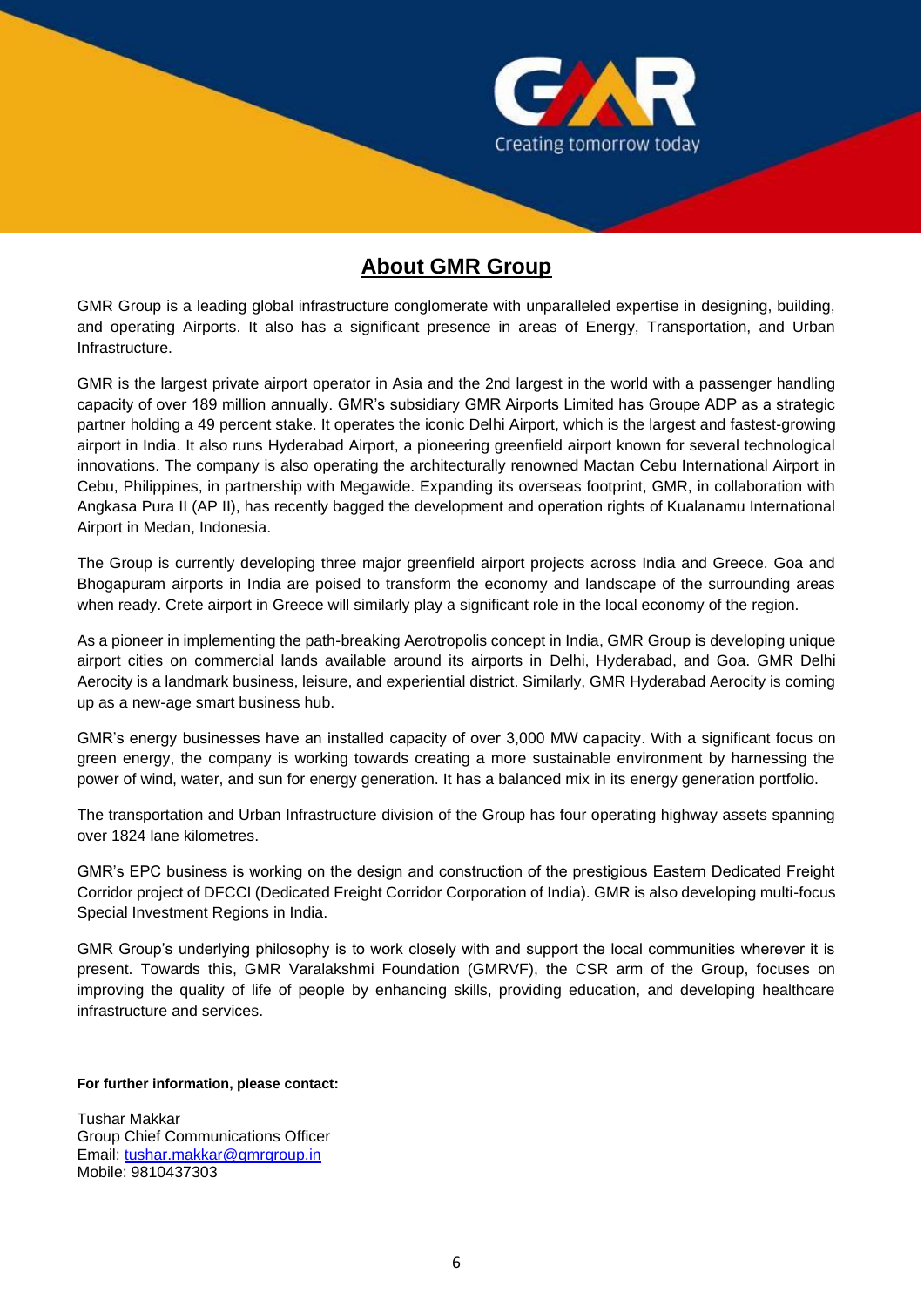# About GMR Group

GMR Group is a leading global infrastructure conglomerate with unparalleled expertise in designing, building, and operating Airports. It also has a significant presence in areas of Energy, Transportation, and Urban Infrastructure.

GMR is the largest private airport operator in Asia and the 2nd largest in the world with a passenger handling capacity of over 189 million annually. GMR's subsidiary GMR Airports Limited has Groupe ADP as a strategic partner holding a 49 percent stake. It operates the iconic Delhi Airport, which is the largest and fastest-growing airport in India. It also runs Hyderabad Airport, a pioneering greenfield airport known for several technological innovations. The company is also operating the architecturally renowned Mactan Cebu International Airport in Cebu, Philippines, in partnership with Megawide. Expanding its overseas footprint, GMR, in collaboration with Angkasa Pura II (AP II), has recently bagged the development and operation rights of Kualanamu International Airport in Medan, Indonesia.

The Group is currently developing three major greenfield airport projects across India and Greece. Goa and Bhogapuram airports in India are poised to transform the economy and landscape of the surrounding areas when ready. Crete airport in Greece will similarly play a significant role in the local economy of the region.

As a pioneer in implementing the path-breaking Aerotropolis concept in India, GMR Group is developing unique airport cities on commercial lands available around its airports in Delhi, Hyderabad, and Goa. GMR Delhi Aerocity is a landmark business, leisure, and experiential district. Similarly, GMR Hyderabad Aerocity is coming up as a new-age smart business hub.

GMR's energy businesses have an installed capacity of over 3,000 MW capacity. With a significant focus on green energy, the company is working towards creating a more sustainable environment by harnessing the power of wind, water, and sun for energy generation. It has a balanced mix in its energy generation portfolio.

The transportation and Urban Infrastructure division of the Group has four operating highway assets spanning over 1824 lane kilometres.

GMR's EPC business is working on the design and construction of the prestigious Eastern Dedicated Freight Corridor project of DFCCI (Dedicated Freight Corridor Corporation of India). GMR is also developing multi-focus Special Investment Regions in India.

GMR Group's underlying philosophy is to work closely with and support the local communities wherever it is present. Towards this, GMR Varalakshmi Foundation (GMRVF), the CSR arm of the Group, focuses on improving the quality of life of people by enhancing skills, providing education, and developing healthcare infrastructure and services.

**For further information, please contact:**

Tushar Makkar
Group Chief Communications Officer
Email: tushar.makkar@gmrgroup.in
Mobile: 9810437303